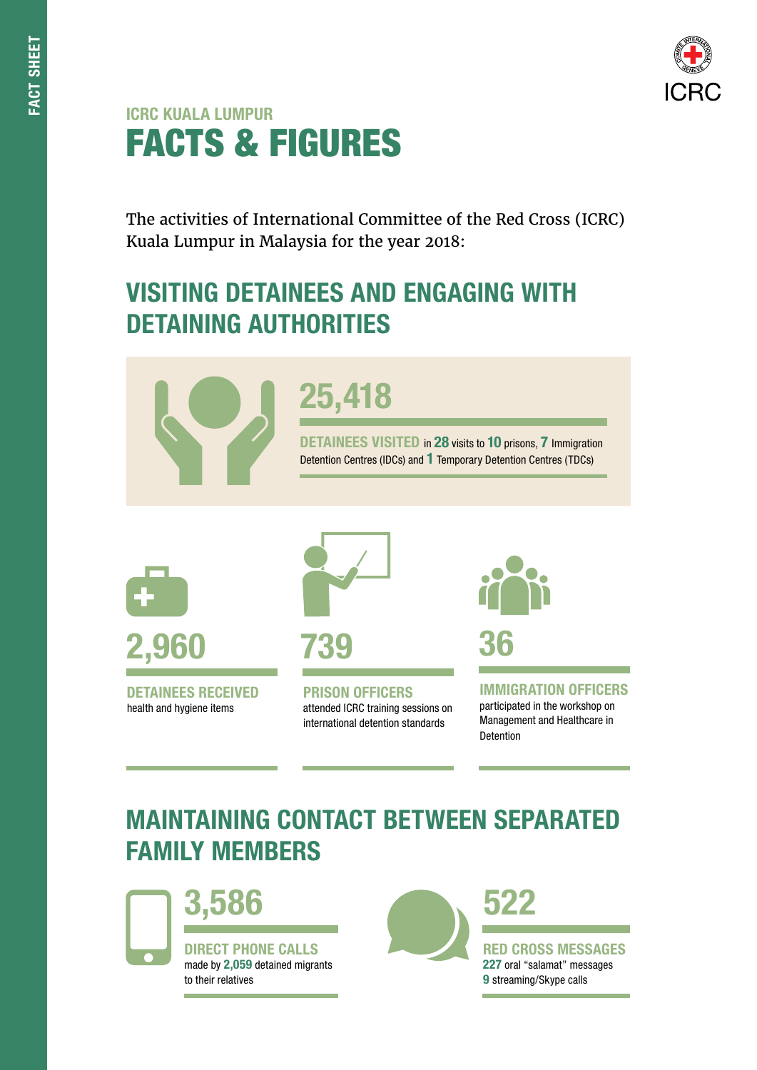FACT SHEET

ICRC

## ICRC KUALA LUMPUR

# FACTS & FIGURES

The activities of International Committee of the Red Cross (ICRC) Kuala Lumpur in Malaysia for the year 2018:

## VISITING DETAINEES AND ENGAGING WITH DETAINING AUTHORITIES

**25,418**

**DETAINEES VISITED** in **28** visits to **10** prisons, **7** Immigration Detention Centres (IDCs) and **1** Temporary Detention Centres (TDCs)

**2,960**

**DETAINEES RECEIVED**
health and hygiene items

**739**

**PRISON OFFICERS**
attended ICRC training sessions on international detention standards

**36**

**IMMIGRATION OFFICERS**
participated in the workshop on Management and Healthcare in Detention

## MAINTAINING CONTACT BETWEEN SEPARATED FAMILY MEMBERS

**3,586**

**DIRECT PHONE CALLS**
made by **2,059** detained migrants to their relatives

**522**

**RED CROSS MESSAGES**
**227** oral "salamat" messages
**9** streaming/Skype calls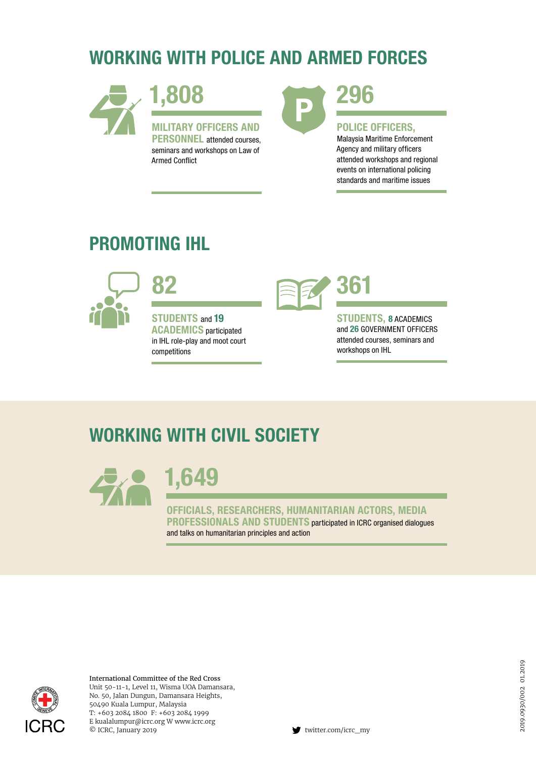## WORKING WITH POLICE AND ARMED FORCES

**1,808**

**MILITARY OFFICERS AND PERSONNEL** attended courses, seminars and workshops on Law of Armed Conflict

**296**

**POLICE OFFICERS,** Malaysia Maritime Enforcement Agency and military officers attended workshops and regional events on international policing standards and maritime issues

## PROMOTING IHL

**82**

**STUDENTS** and **19 ACADEMICS** participated in IHL role-play and moot court competitions

**361**

**STUDENTS, 8** ACADEMICS and **26** GOVERNMENT OFFICERS attended courses, seminars and workshops on IHL

## WORKING WITH CIVIL SOCIETY

**1,649**

**OFFICIALS, RESEARCHERS, HUMANITARIAN ACTORS, MEDIA PROFESSIONALS AND STUDENTS** participated in ICRC organised dialogues and talks on humanitarian principles and action

ICRC

International Committee of the Red Cross
Unit 50-11-1, Level 11, Wisma UOA Damansara,
No. 50, Jalan Dungun, Damansara Heights,
50490 Kuala Lumpur, Malaysia
T: +603 2084 1800 F: +603 2084 1999
E kualalumpur@icrc.org W www.icrc.org
© ICRC, January 2019

twitter.com/icrc_my

2019.0930/002 01.2019